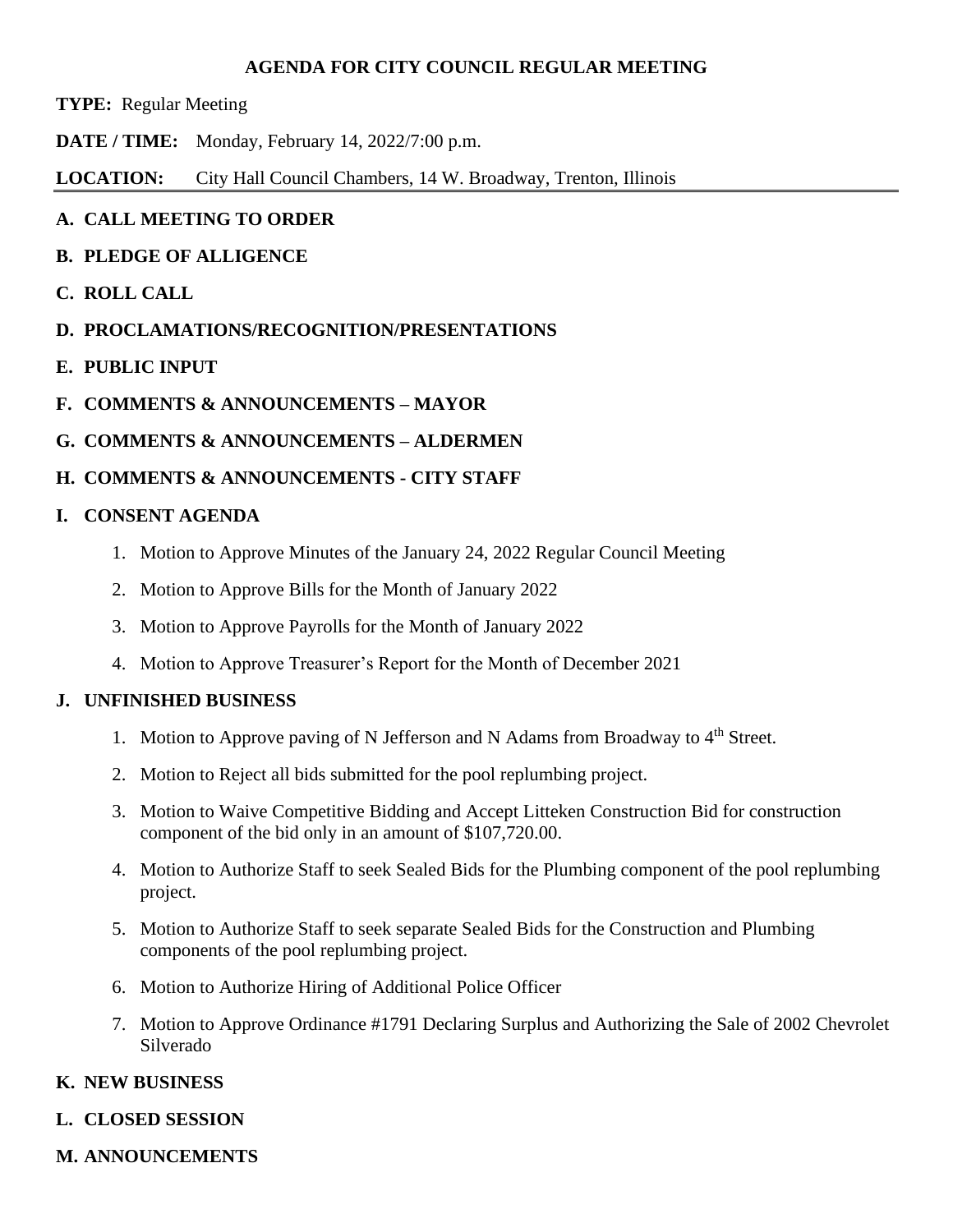# AGENDA FOR CITY COUNCIL REGULAR MEETING

**TYPE:** Regular Meeting

**DATE / TIME:** Monday, February 14, 2022/7:00 p.m.

**LOCATION:** City Hall Council Chambers, 14 W. Broadway, Trenton, Illinois

---

## A. CALL MEETING TO ORDER

## B. PLEDGE OF ALLIGENCE

## C. ROLL CALL

## D. PROCLAMATIONS/RECOGNITION/PRESENTATIONS

## E. PUBLIC INPUT

## F. COMMENTS & ANNOUNCEMENTS – MAYOR

## G. COMMENTS & ANNOUNCEMENTS – ALDERMEN

## H. COMMENTS & ANNOUNCEMENTS - CITY STAFF

## I. CONSENT AGENDA

1. Motion to Approve Minutes of the January 24, 2022 Regular Council Meeting
2. Motion to Approve Bills for the Month of January 2022
3. Motion to Approve Payrolls for the Month of January 2022
4. Motion to Approve Treasurer's Report for the Month of December 2021

## J. UNFINISHED BUSINESS

1. Motion to Approve paving of N Jefferson and N Adams from Broadway to 4th Street.
2. Motion to Reject all bids submitted for the pool replumbing project.
3. Motion to Waive Competitive Bidding and Accept Litteken Construction Bid for construction component of the bid only in an amount of $107,720.00.
4. Motion to Authorize Staff to seek Sealed Bids for the Plumbing component of the pool replumbing project.
5. Motion to Authorize Staff to seek separate Sealed Bids for the Construction and Plumbing components of the pool replumbing project.
6. Motion to Authorize Hiring of Additional Police Officer
7. Motion to Approve Ordinance #1791 Declaring Surplus and Authorizing the Sale of 2002 Chevrolet Silverado

## K. NEW BUSINESS

## L. CLOSED SESSION

## M. ANNOUNCEMENTS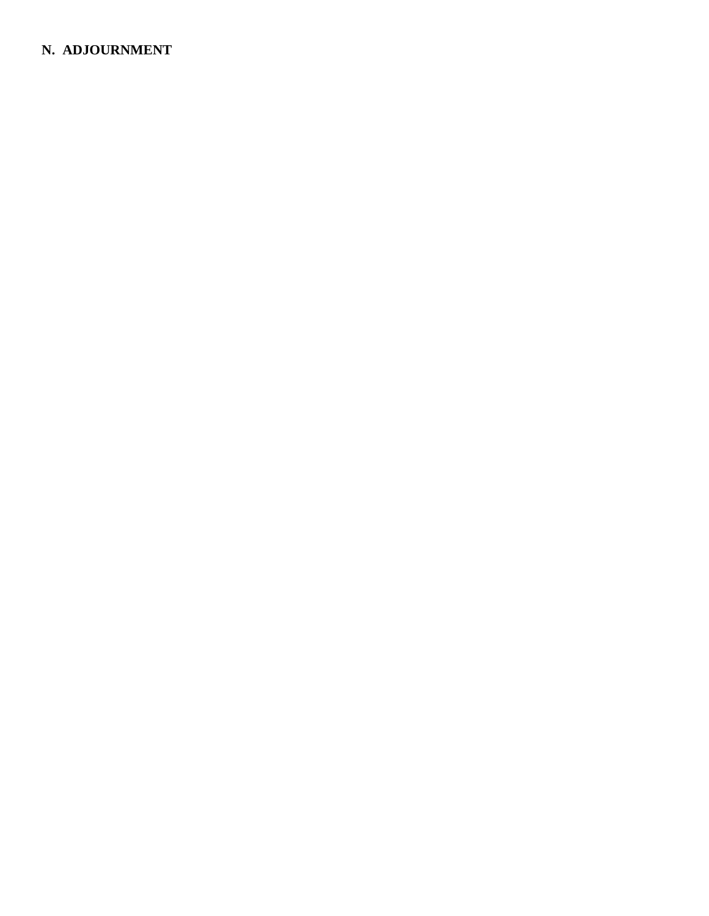**N. ADJOURNMENT**